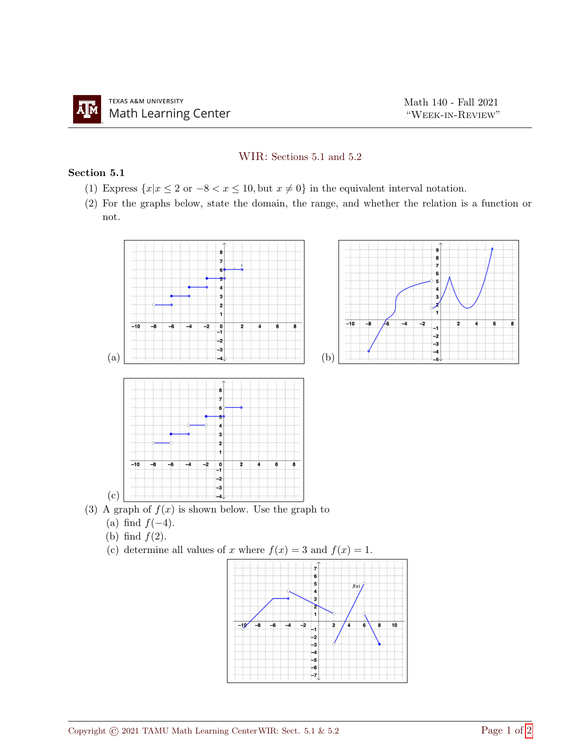Texas A&M University Math Learning Center

Math 140 - Fall 2021 "Week-in-Review"

## WIR: Sections 5.1 and 5.2

### Section 5.1

(1) Express $\{x | x \leq 2 \text{ or } -8 < x \leq 10, \text{but } x \neq 0\}$ in the equivalent interval notation.

(2) For the graphs below, state the domain, the range, and whether the relation is a function or not.

(a)

(b)

(c)

(3) A graph of $f(x)$ is shown below. Use the graph to

(a) find $f(-4)$.

(b) find $f(2)$.

(c) determine all values of $x$ where $f(x) = 3$ and $f(x) = 1$.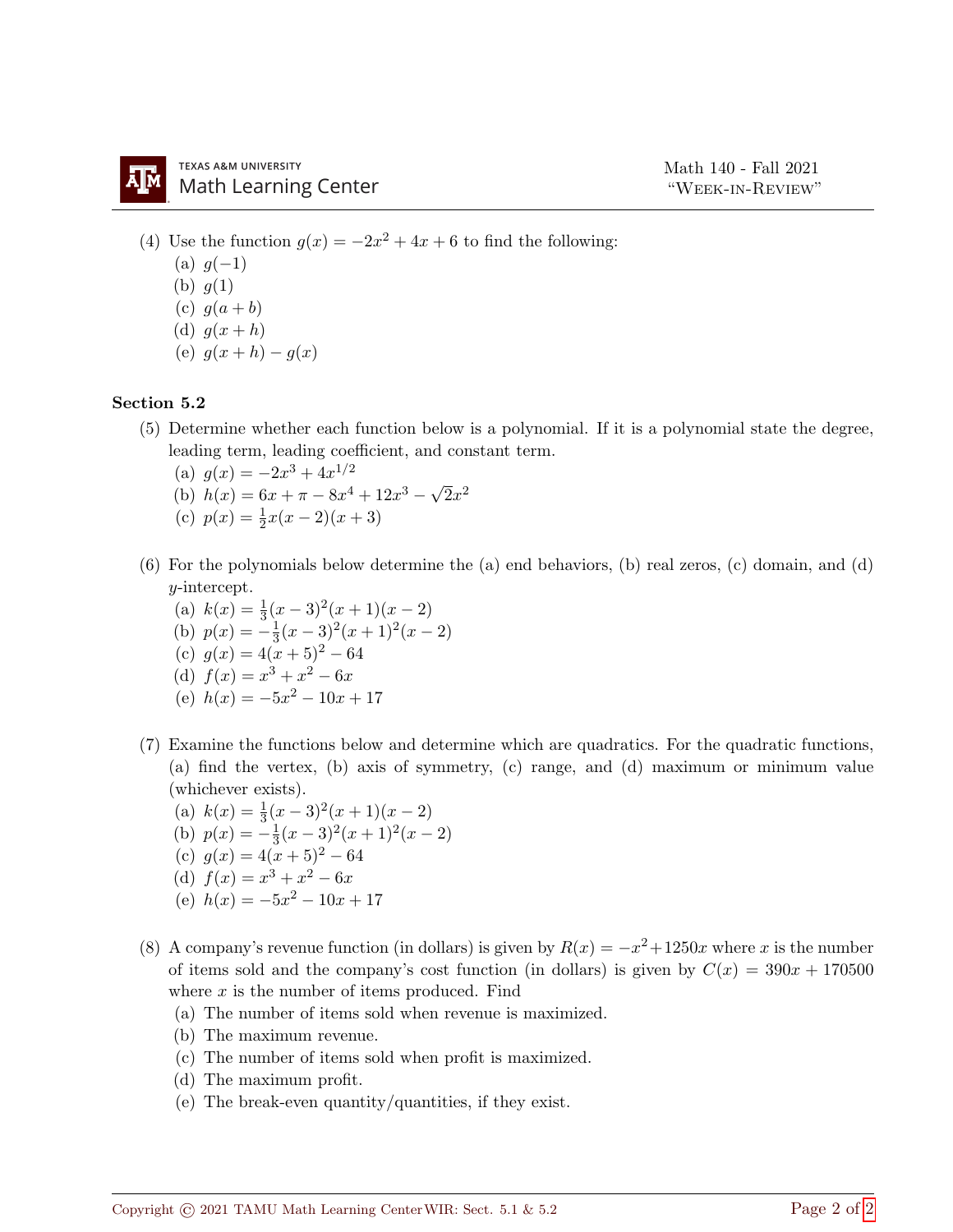(4) Use the function $g(x) = -2x^2 + 4x + 6$ to find the following:
   (a) $g(-1)$
   (b) $g(1)$
   (c) $g(a + b)$
   (d) $g(x + h)$
   (e) $g(x + h) - g(x)$

**Section 5.2**

(5) Determine whether each function below is a polynomial. If it is a polynomial state the degree, leading term, leading coefficient, and constant term.
   (a) $g(x) = -2x^3 + 4x^{1/2}$
   (b) $h(x) = 6x + \pi - 8x^4 + 12x^3 - \sqrt{2}x^2$
   (c) $p(x) = \frac{1}{2}x(x - 2)(x + 3)$

(6) For the polynomials below determine the (a) end behaviors, (b) real zeros, (c) domain, and (d) $y$-intercept.
   (a) $k(x) = \frac{1}{3}(x - 3)^2(x + 1)(x - 2)$
   (b) $p(x) = -\frac{1}{3}(x - 3)^2(x + 1)^2(x - 2)$
   (c) $g(x) = 4(x + 5)^2 - 64$
   (d) $f(x) = x^3 + x^2 - 6x$
   (e) $h(x) = -5x^2 - 10x + 17$

(7) Examine the functions below and determine which are quadratics. For the quadratic functions, (a) find the vertex, (b) axis of symmetry, (c) range, and (d) maximum or minimum value (whichever exists).
   (a) $k(x) = \frac{1}{3}(x - 3)^2(x + 1)(x - 2)$
   (b) $p(x) = -\frac{1}{3}(x - 3)^2(x + 1)^2(x - 2)$
   (c) $g(x) = 4(x + 5)^2 - 64$
   (d) $f(x) = x^3 + x^2 - 6x$
   (e) $h(x) = -5x^2 - 10x + 17$

(8) A company's revenue function (in dollars) is given by $R(x) = -x^2 + 1250x$ where $x$ is the number of items sold and the company's cost function (in dollars) is given by $C(x) = 390x + 170500$ where $x$ is the number of items produced. Find
   (a) The number of items sold when revenue is maximized.
   (b) The maximum revenue.
   (c) The number of items sold when profit is maximized.
   (d) The maximum profit.
   (e) The break-even quantity/quantities, if they exist.